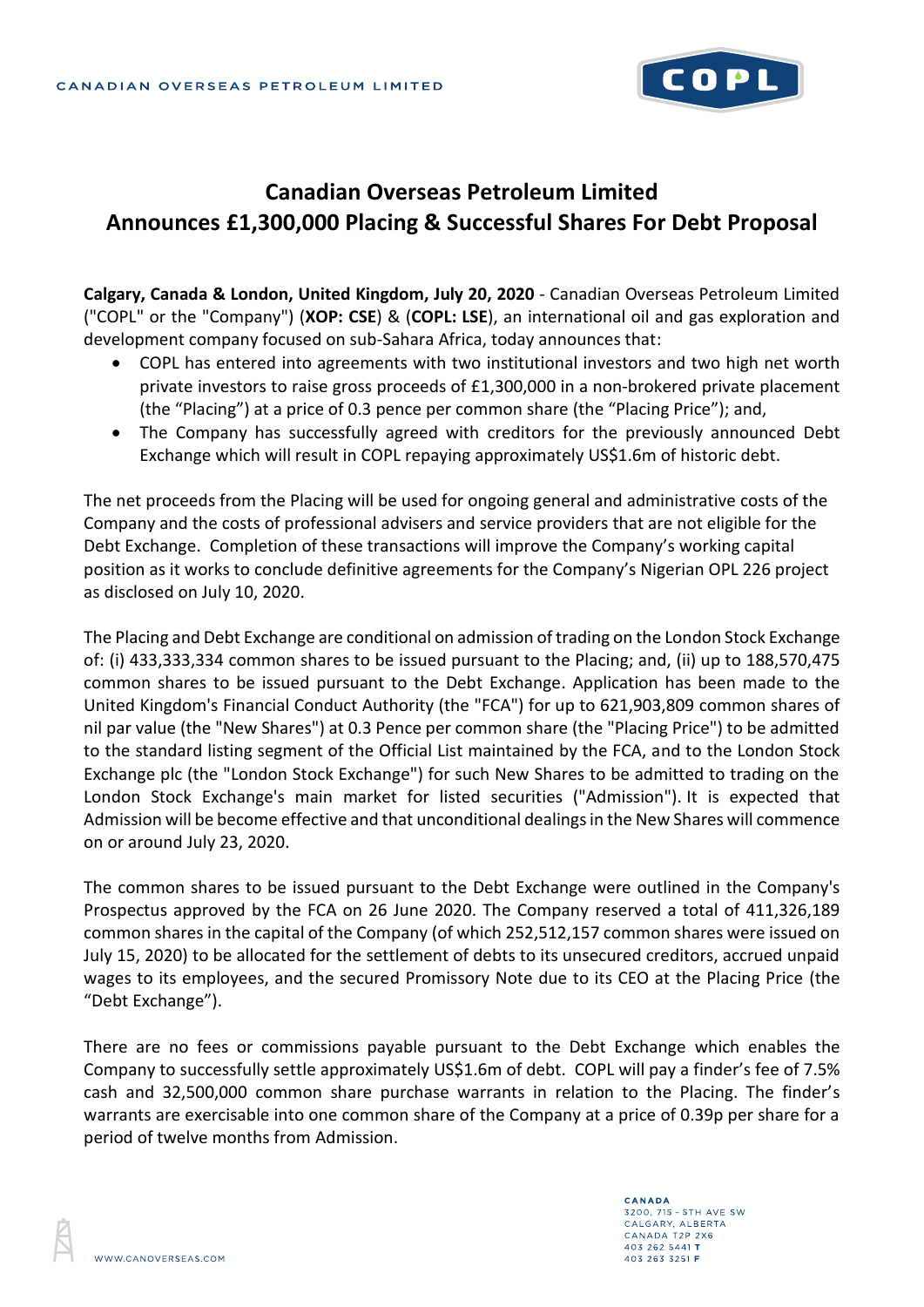# Canadian Overseas Petroleum Limited
# Announces £1,300,000 Placing & Successful Shares For Debt Proposal

**Calgary, Canada & London, United Kingdom, July 20, 2020** - Canadian Overseas Petroleum Limited ("COPL" or the "Company") (**XOP: CSE**) & (**COPL: LSE**), an international oil and gas exploration and development company focused on sub-Sahara Africa, today announces that:

- COPL has entered into agreements with two institutional investors and two high net worth private investors to raise gross proceeds of £1,300,000 in a non-brokered private placement (the "Placing") at a price of 0.3 pence per common share (the "Placing Price"); and,
- The Company has successfully agreed with creditors for the previously announced Debt Exchange which will result in COPL repaying approximately US$1.6m of historic debt.

The net proceeds from the Placing will be used for ongoing general and administrative costs of the Company and the costs of professional advisers and service providers that are not eligible for the Debt Exchange. Completion of these transactions will improve the Company's working capital position as it works to conclude definitive agreements for the Company's Nigerian OPL 226 project as disclosed on July 10, 2020.

The Placing and Debt Exchange are conditional on admission of trading on the London Stock Exchange of: (i) 433,333,334 common shares to be issued pursuant to the Placing; and, (ii) up to 188,570,475 common shares to be issued pursuant to the Debt Exchange. Application has been made to the United Kingdom's Financial Conduct Authority (the "FCA") for up to 621,903,809 common shares of nil par value (the "New Shares") at 0.3 Pence per common share (the "Placing Price") to be admitted to the standard listing segment of the Official List maintained by the FCA, and to the London Stock Exchange plc (the "London Stock Exchange") for such New Shares to be admitted to trading on the London Stock Exchange's main market for listed securities ("Admission"). It is expected that Admission will be become effective and that unconditional dealings in the New Shares will commence on or around July 23, 2020.

The common shares to be issued pursuant to the Debt Exchange were outlined in the Company's Prospectus approved by the FCA on 26 June 2020. The Company reserved a total of 411,326,189 common shares in the capital of the Company (of which 252,512,157 common shares were issued on July 15, 2020) to be allocated for the settlement of debts to its unsecured creditors, accrued unpaid wages to its employees, and the secured Promissory Note due to its CEO at the Placing Price (the "Debt Exchange").

There are no fees or commissions payable pursuant to the Debt Exchange which enables the Company to successfully settle approximately US$1.6m of debt. COPL will pay a finder's fee of 7.5% cash and 32,500,000 common share purchase warrants in relation to the Placing. The finder's warrants are exercisable into one common share of the Company at a price of 0.39p per share for a period of twelve months from Admission.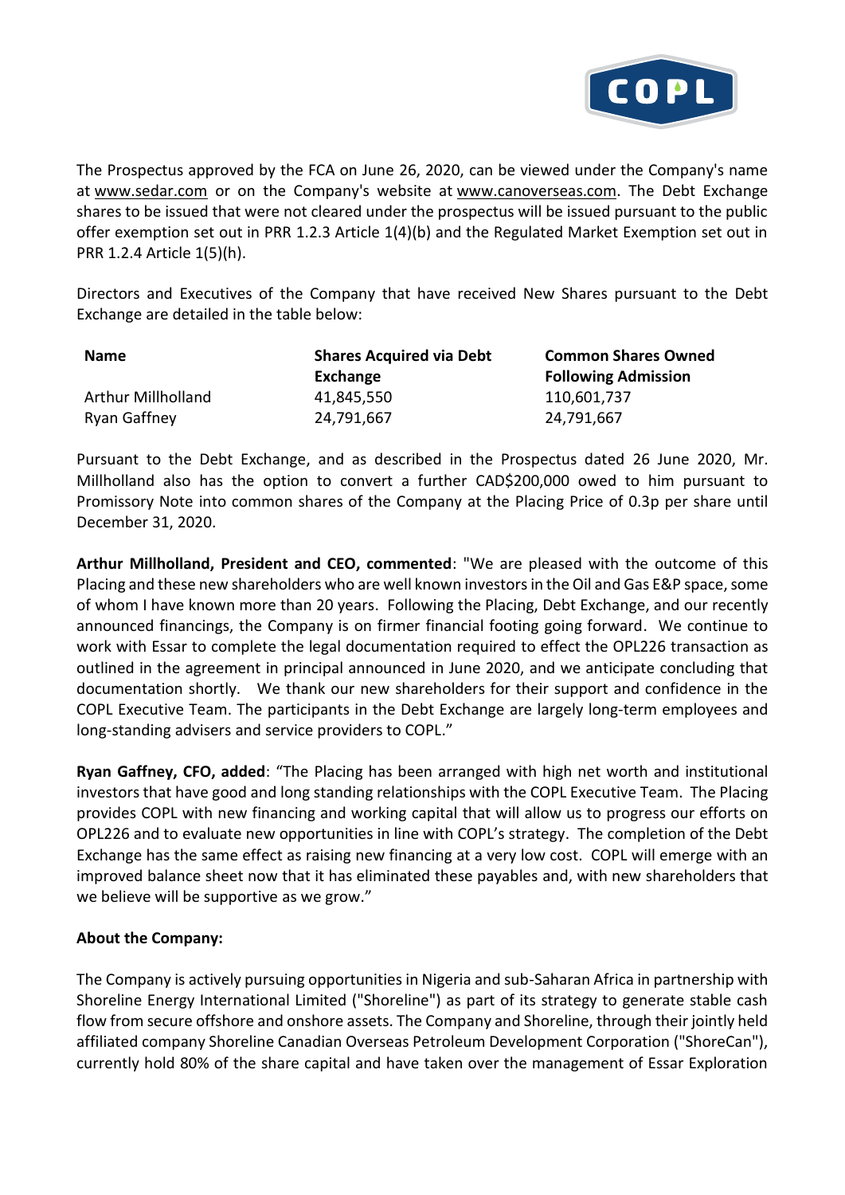The Prospectus approved by the FCA on June 26, 2020, can be viewed under the Company's name at www.sedar.com or on the Company's website at www.canoverseas.com. The Debt Exchange shares to be issued that were not cleared under the prospectus will be issued pursuant to the public offer exemption set out in PRR 1.2.3 Article 1(4)(b) and the Regulated Market Exemption set out in PRR 1.2.4 Article 1(5)(h).

Directors and Executives of the Company that have received New Shares pursuant to the Debt Exchange are detailed in the table below:

| Name | Shares Acquired via Debt Exchange | Common Shares Owned Following Admission |
|---|---|---|
| Arthur Millholland | 41,845,550 | 110,601,737 |
| Ryan Gaffney | 24,791,667 | 24,791,667 |

Pursuant to the Debt Exchange, and as described in the Prospectus dated 26 June 2020, Mr. Millholland also has the option to convert a further CAD$200,000 owed to him pursuant to Promissory Note into common shares of the Company at the Placing Price of 0.3p per share until December 31, 2020.

**Arthur Millholland, President and CEO, commented**: "We are pleased with the outcome of this Placing and these new shareholders who are well known investors in the Oil and Gas E&P space, some of whom I have known more than 20 years. Following the Placing, Debt Exchange, and our recently announced financings, the Company is on firmer financial footing going forward. We continue to work with Essar to complete the legal documentation required to effect the OPL226 transaction as outlined in the agreement in principal announced in June 2020, and we anticipate concluding that documentation shortly. We thank our new shareholders for their support and confidence in the COPL Executive Team. The participants in the Debt Exchange are largely long-term employees and long-standing advisers and service providers to COPL."

**Ryan Gaffney, CFO, added**: "The Placing has been arranged with high net worth and institutional investors that have good and long standing relationships with the COPL Executive Team. The Placing provides COPL with new financing and working capital that will allow us to progress our efforts on OPL226 and to evaluate new opportunities in line with COPL's strategy. The completion of the Debt Exchange has the same effect as raising new financing at a very low cost. COPL will emerge with an improved balance sheet now that it has eliminated these payables and, with new shareholders that we believe will be supportive as we grow."

**About the Company:**

The Company is actively pursuing opportunities in Nigeria and sub-Saharan Africa in partnership with Shoreline Energy International Limited ("Shoreline") as part of its strategy to generate stable cash flow from secure offshore and onshore assets. The Company and Shoreline, through their jointly held affiliated company Shoreline Canadian Overseas Petroleum Development Corporation ("ShoreCan"), currently hold 80% of the share capital and have taken over the management of Essar Exploration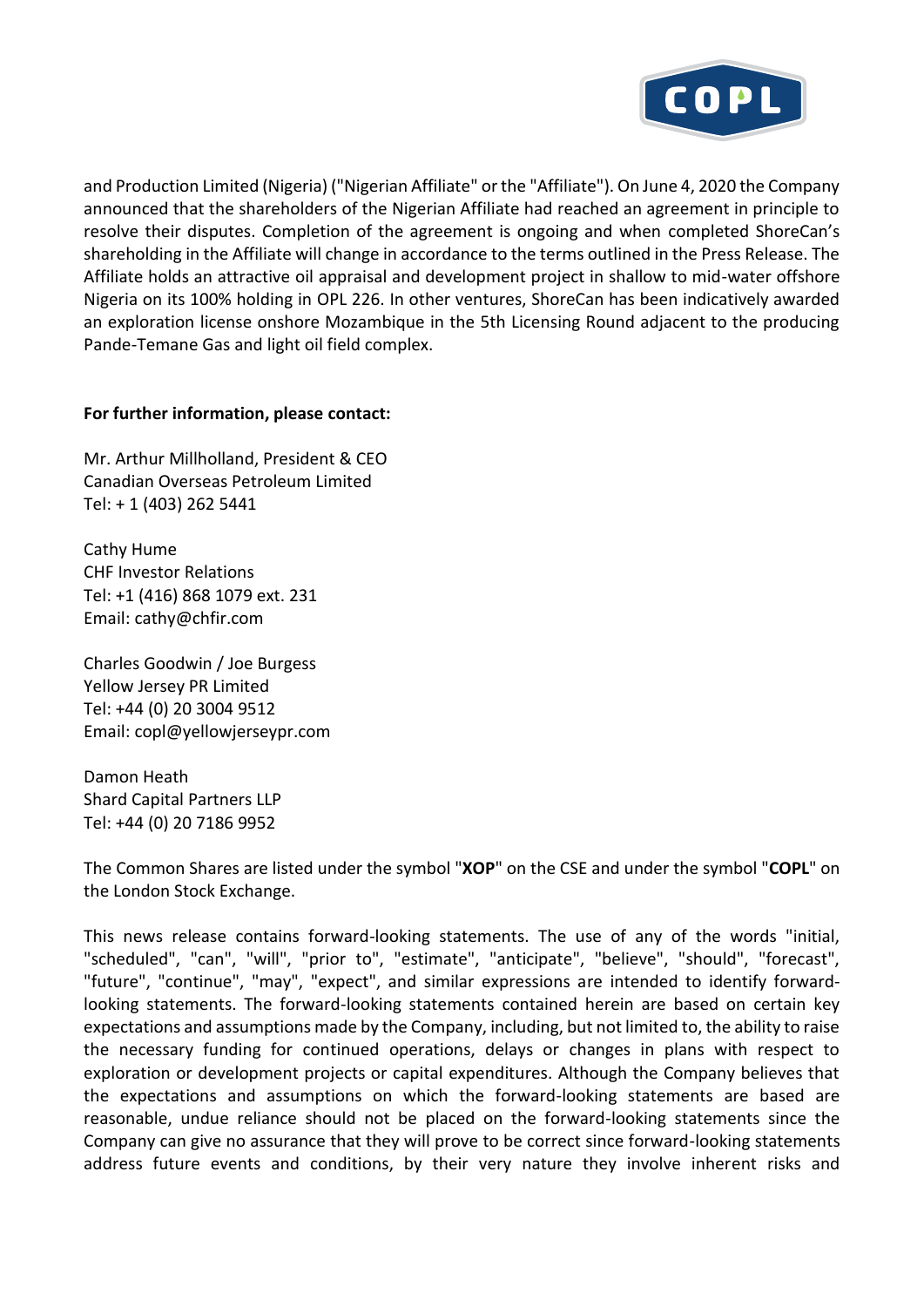and Production Limited (Nigeria) ("Nigerian Affiliate" or the "Affiliate"). On June 4, 2020 the Company announced that the shareholders of the Nigerian Affiliate had reached an agreement in principle to resolve their disputes. Completion of the agreement is ongoing and when completed ShoreCan's shareholding in the Affiliate will change in accordance to the terms outlined in the Press Release. The Affiliate holds an attractive oil appraisal and development project in shallow to mid-water offshore Nigeria on its 100% holding in OPL 226. In other ventures, ShoreCan has been indicatively awarded an exploration license onshore Mozambique in the 5th Licensing Round adjacent to the producing Pande-Temane Gas and light oil field complex.

**For further information, please contact:**

Mr. Arthur Millholland, President & CEO
Canadian Overseas Petroleum Limited
Tel: + 1 (403) 262 5441

Cathy Hume
CHF Investor Relations
Tel: +1 (416) 868 1079 ext. 231
Email: cathy@chfir.com

Charles Goodwin / Joe Burgess
Yellow Jersey PR Limited
Tel: +44 (0) 20 3004 9512
Email: copl@yellowjerseypr.com

Damon Heath
Shard Capital Partners LLP
Tel: +44 (0) 20 7186 9952

The Common Shares are listed under the symbol "**XOP**" on the CSE and under the symbol "**COPL**" on the London Stock Exchange.

This news release contains forward-looking statements. The use of any of the words "initial, "scheduled", "can", "will", "prior to", "estimate", "anticipate", "believe", "should", "forecast", "future", "continue", "may", "expect", and similar expressions are intended to identify forward-looking statements. The forward-looking statements contained herein are based on certain key expectations and assumptions made by the Company, including, but not limited to, the ability to raise the necessary funding for continued operations, delays or changes in plans with respect to exploration or development projects or capital expenditures. Although the Company believes that the expectations and assumptions on which the forward-looking statements are based are reasonable, undue reliance should not be placed on the forward-looking statements since the Company can give no assurance that they will prove to be correct since forward-looking statements address future events and conditions, by their very nature they involve inherent risks and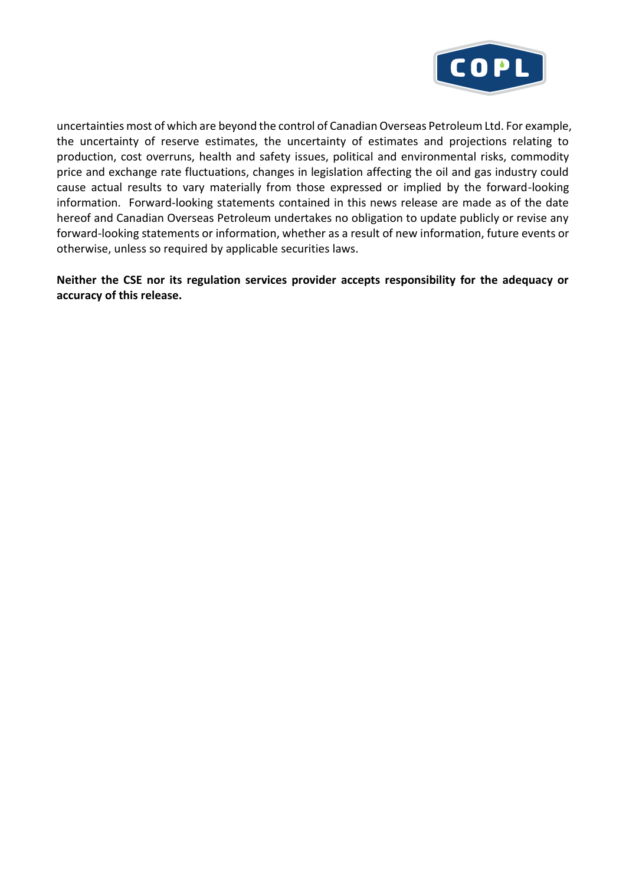uncertainties most of which are beyond the control of Canadian Overseas Petroleum Ltd. For example, the uncertainty of reserve estimates, the uncertainty of estimates and projections relating to production, cost overruns, health and safety issues, political and environmental risks, commodity price and exchange rate fluctuations, changes in legislation affecting the oil and gas industry could cause actual results to vary materially from those expressed or implied by the forward-looking information. Forward-looking statements contained in this news release are made as of the date hereof and Canadian Overseas Petroleum undertakes no obligation to update publicly or revise any forward-looking statements or information, whether as a result of new information, future events or otherwise, unless so required by applicable securities laws.

**Neither the CSE nor its regulation services provider accepts responsibility for the adequacy or accuracy of this release.**